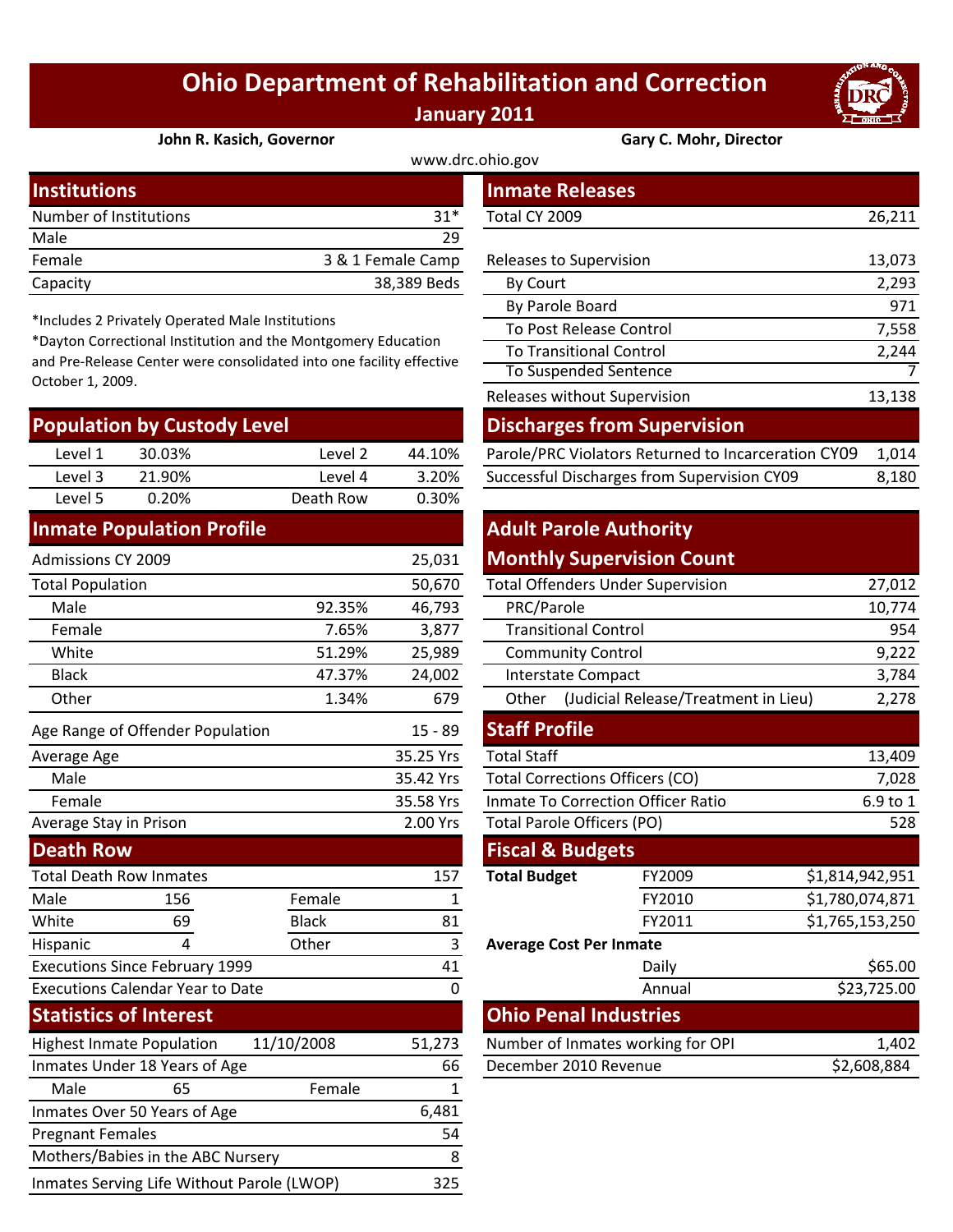# Ohio Department of Rehabilitation and Correction

**January 2011**

**John R. Kasich, Governor** | **Gary C. Mohr, Director**

www.drc.ohio.gov

## Institutions

| | |
|---|---|
| Number of Institutions | 31* |
| Male | 29 |
| Female | 3 & 1 Female Camp |
| Capacity | 38,389 Beds |

*Includes 2 Privately Operated Male Institutions

*Dayton Correctional Institution and the Montgomery Education and Pre-Release Center were consolidated into one facility effective October 1, 2009.

## Population by Custody Level

| | | | |
|---|---|---|---|
| Level 1 | 30.03% | Level 2 | 44.10% |
| Level 3 | 21.90% | Level 4 | 3.20% |
| Level 5 | 0.20% | Death Row | 0.30% |

## Inmate Population Profile

| | | |
|---|---|---|
| Admissions CY 2009 | | 25,031 |
| Total Population | | 50,670 |
| Male | 92.35% | 46,793 |
| Female | 7.65% | 3,877 |
| White | 51.29% | 25,989 |
| Black | 47.37% | 24,002 |
| Other | 1.34% | 679 |
| Age Range of Offender Population | | 15 - 89 |
| Average Age | | 35.25 Yrs |
| Male | | 35.42 Yrs |
| Female | | 35.58 Yrs |
| Average Stay in Prison | | 2.00 Yrs |

## Death Row

| | | | |
|---|---|---|---|
| Total Death Row Inmates | | | 157 |
| Male | 156 | Female | 1 |
| White | 69 | Black | 81 |
| Hispanic | 4 | Other | 3 |
| Executions Since February 1999 | | | 41 |
| Executions Calendar Year to Date | | | 0 |

## Statistics of Interest

| | | | |
|---|---|---|---|
| Highest Inmate Population | 11/10/2008 | | 51,273 |
| Inmates Under 18 Years of Age | | | 66 |
| Male | 65 | Female | 1 |
| Inmates Over 50 Years of Age | | | 6,481 |
| Pregnant Females | | | 54 |
| Mothers/Babies in the ABC Nursery | | | 8 |
| Inmates Serving Life Without Parole (LWOP) | | | 325 |

## Inmate Releases

| | |
|---|---|
| Total CY 2009 | 26,211 |
| Releases to Supervision | 13,073 |
| By Court | 2,293 |
| By Parole Board | 971 |
| To Post Release Control | 7,558 |
| To Transitional Control | 2,244 |
| To Suspended Sentence | 7 |
| Releases without Supervision | 13,138 |

## Discharges from Supervision

| | |
|---|---|
| Parole/PRC Violators Returned to Incarceration CY09 | 1,014 |
| Successful Discharges from Supervision CY09 | 8,180 |

## Adult Parole Authority Monthly Supervision Count

| | |
|---|---|
| Total Offenders Under Supervision | 27,012 |
| PRC/Parole | 10,774 |
| Transitional Control | 954 |
| Community Control | 9,222 |
| Interstate Compact | 3,784 |
| Other (Judicial Release/Treatment in Lieu) | 2,278 |

## Staff Profile

| | |
|---|---|
| Total Staff | 13,409 |
| Total Corrections Officers (CO) | 7,028 |
| Inmate To Correction Officer Ratio | 6.9 to 1 |
| Total Parole Officers (PO) | 528 |

## Fiscal & Budgets

| | | |
|---|---|---|
| **Total Budget** | FY2009 | $1,814,942,951 |
| | FY2010 | $1,780,074,871 |
| | FY2011 | $1,765,153,250 |
| **Average Cost Per Inmate** | | |
| | Daily | $65.00 |
| | Annual | $23,725.00 |

## Ohio Penal Industries

| | |
|---|---|
| Number of Inmates working for OPI | 1,402 |
| December 2010 Revenue | $2,608,884 |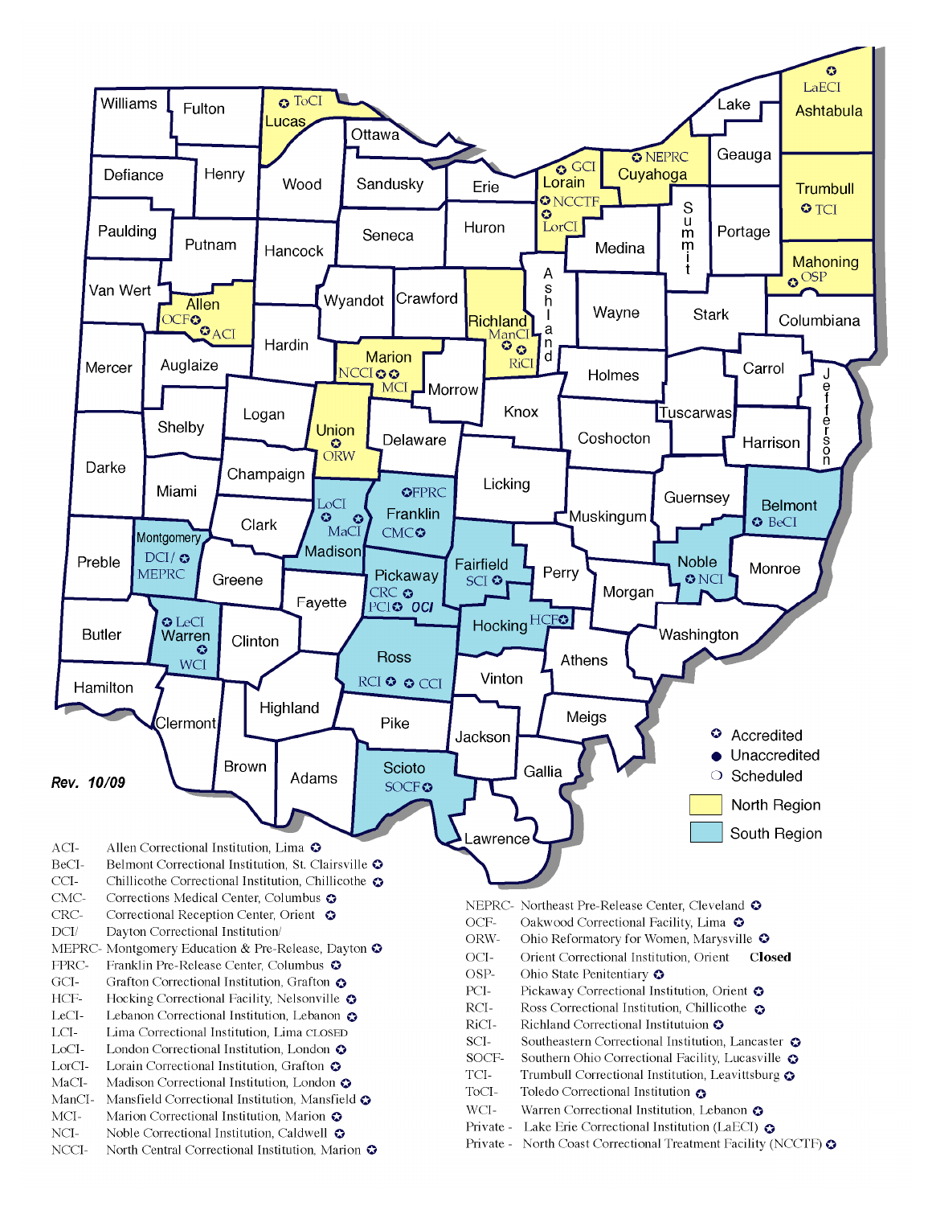Rev. 10/09

- Accredited
- Unaccredited
- Scheduled
- North Region
- South Region

| Abbreviation | Institution |
|---|---|
| ACI- | Allen Correctional Institution, Lima |
| BeCI- | Belmont Correctional Institution, St. Clairsville |
| CCI- | Chillicothe Correctional Institution, Chillicothe |
| CMC- | Corrections Medical Center, Columbus |
| CRC- | Correctional Reception Center, Orient |
| DCI/ MEPRC- | Dayton Correctional Institution/ Montgomery Education & Pre-Release, Dayton |
| FPRC- | Franklin Pre-Release Center, Columbus |
| GCI- | Grafton Correctional Institution, Grafton |
| HCF- | Hocking Correctional Facility, Nelsonville |
| LeCI- | Lebanon Correctional Institution, Lebanon |
| LCI- | Lima Correctional Institution, Lima CLOSED |
| LoCI- | London Correctional Institution, London |
| LorCI- | Lorain Correctional Institution, Grafton |
| MaCI- | Madison Correctional Institution, London |
| ManCI- | Mansfield Correctional Institution, Mansfield |
| MCI- | Marion Correctional Institution, Marion |
| NCI- | Noble Correctional Institution, Caldwell |
| NCCI- | North Central Correctional Institution, Marion |
| NEPRC- | Northeast Pre-Release Center, Cleveland |
| OCF- | Oakwood Correctional Facility, Lima |
| ORW- | Ohio Reformatory for Women, Marysville |
| OCI- | Orient Correctional Institution, Orient **Closed** |
| OSP- | Ohio State Penitentiary |
| PCI- | Pickaway Correctional Institution, Orient |
| RCI- | Ross Correctional Institution, Chillicothe |
| RiCI- | Richland Correctional Institutuion |
| SCI- | Southeastern Correctional Institution, Lancaster |
| SOCF- | Southern Ohio Correctional Facility, Lucasville |
| TCI- | Trumbull Correctional Institution, Leavittsburg |
| ToCI- | Toledo Correctional Institution |
| WCI- | Warren Correctional Institution, Lebanon |
| Private - | Lake Erie Correctional Institution (LaECI) |
| Private - | North Coast Correctional Treatment Facility (NCCTF) |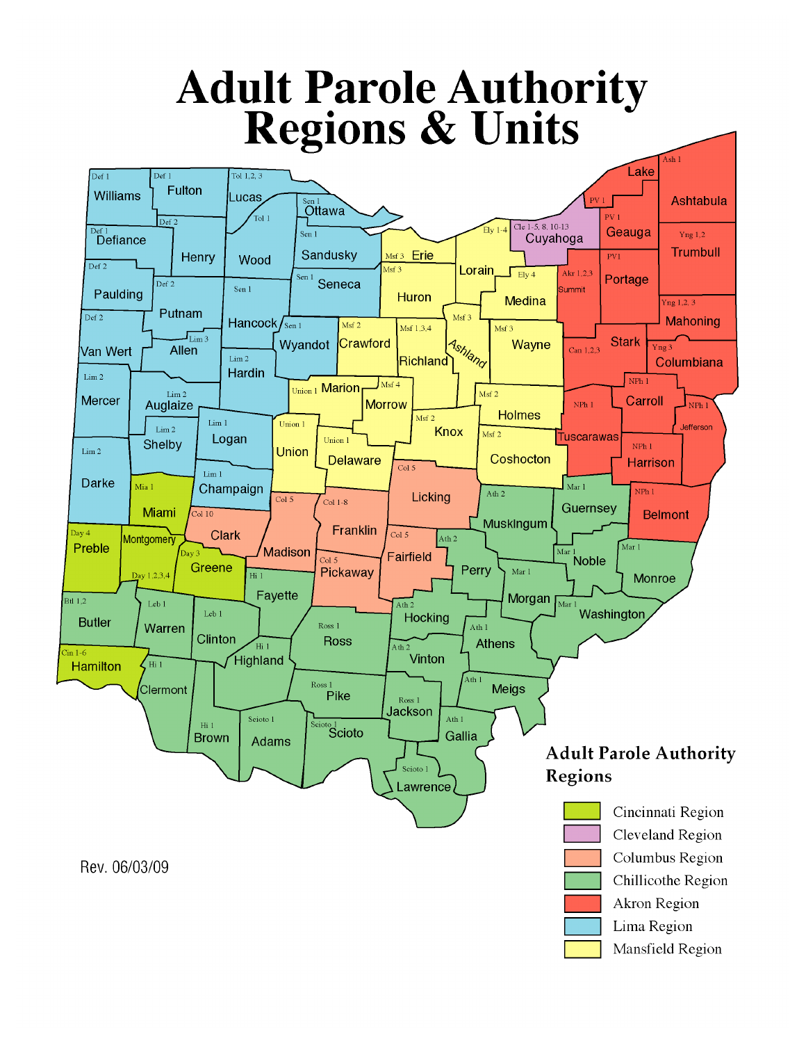# Adult Parole Authority Regions & Units

Def 1 Williams
Def 1 Fulton
Tol 1,2, 3 Lucas
Sen 1 Ottawa
Tol 1 Wood
Def 1 Defiance
Def 2 Henry
Sen 1 Sandusky
Msf 3 Erie
Ely 1-4 Lorain
Cle 1-5, 8, 10-13 Cuyahoga
PV 1 Lake
Ash 1 Ashtabula
PV 1 Geauga
Yng 1,2 Trumbull
Def 2 Paulding
Def 2 Putnam
Sen 1 Hancock
Sen 1 Seneca
Msf 3 Huron
Ely 4 Medina
Akr 1,2,3 Summit
PV1 Portage
Yng 1, 2, 3 Mahoning
Def 2 Van Wert
Lim 3 Allen
Sen 1 Wyandot
Msf 2 Crawford
Msf 1,3,4 Richland
Msf 3 Ashland
Msf 3 Wayne
Can 1,2,3 Stark
Yng 3 Columbiana
Lim 2 Mercer
Lim 2 Auglaize
Lim 2 Hardin
Union 1 Marion
Msf 4 Morrow
Msf 2 Holmes
NPh 1 Tuscarawas
NPh 1 Carroll
NPh 1 Jefferson
Lim 2 Shelby
Lim 1 Logan
Union 1 Union
Union 1 Delaware
Msf 2 Knox
Msf 2 Coshocton
NPh 1 Harrison
Lim 2 Darke
Mia 1 Miami
Lim 1 Champaign
Col 5 Licking
Ath 2 Muskingum
Mar 1 Guernsey
NPh 1 Belmont
Day 4 Preble
Montgomery
Day 1,2,3,4
Col 10 Clark
Col 5 Madison
Col 1-8 Franklin
Col 5 Fairfield
Ath 2 Perry
Mar 1 Noble
Mar 1 Monroe
Day 3 Greene
Hi 1 Fayette
Col 5 Pickaway
Mar 1 Morgan
Mar 1 Washington
Btl 1,2 Butler
Leb 1 Warren
Leb 1 Clinton
Ross 1 Ross
Ath 2 Hocking
Ath 1 Athens
Cin 1-6 Hamilton
Hi 1 Clermont
Hi 1 Highland
Ath 2 Vinton
Ross 1 Pike
Ross 1 Jackson
Ath 1 Meigs
Hi 1 Brown
Scioto 1 Adams
Scioto 1 Scioto
Ath 1 Gallia
Scioto 1 Lawrence

**Adult Parole Authority Regions**

- Cincinnati Region
- Cleveland Region
- Columbus Region
- Chillicothe Region
- Akron Region
- Lima Region
- Mansfield Region

Rev. 06/03/09